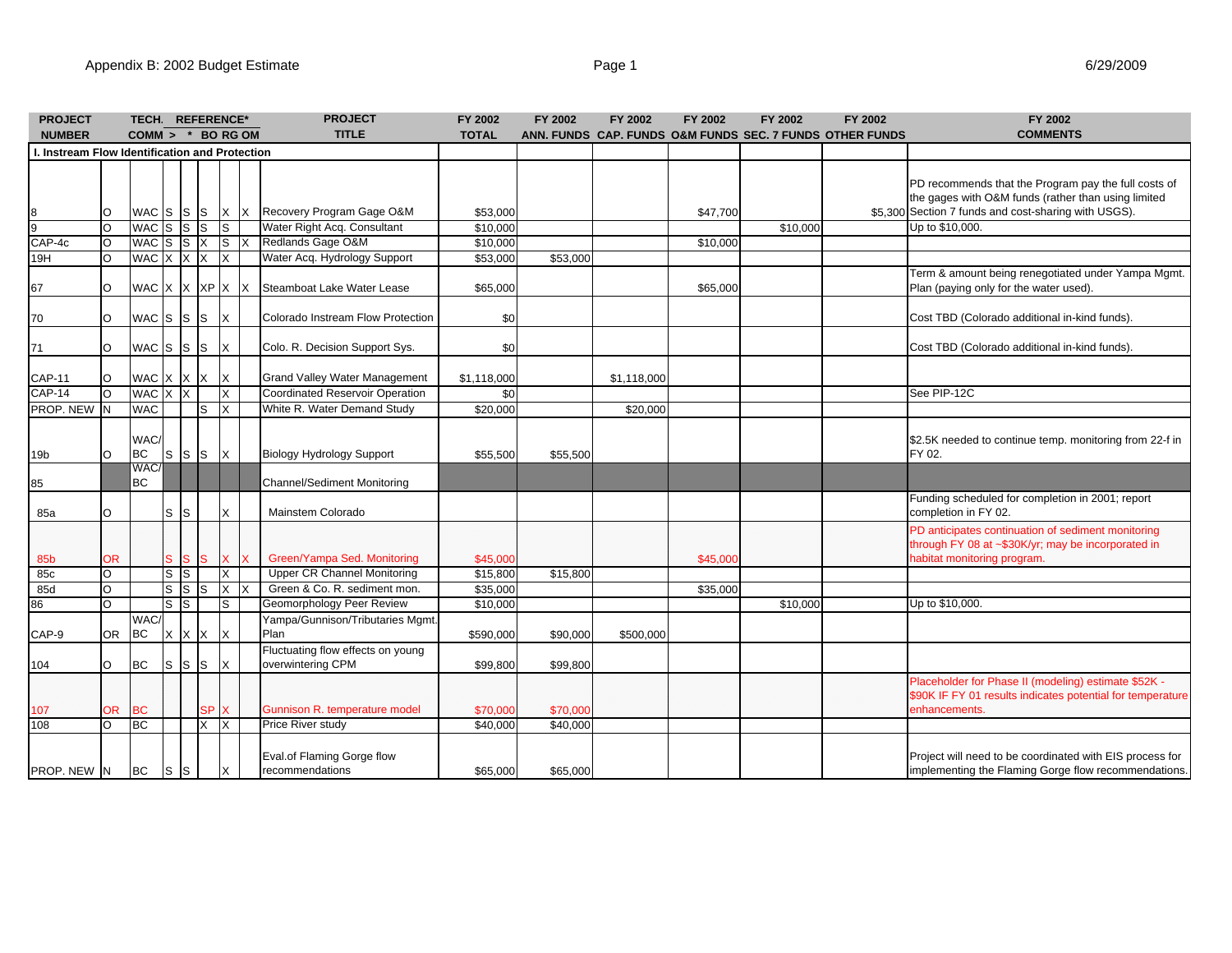Appendix B: 2002 Budget Estimate

| PROJECT NUMBER | | TECH. COMM > | REFERENCE* | * | BO | RG | OM | PROJECT TITLE | FY 2002 TOTAL | FY 2002 ANN. FUNDS | FY 2002 CAP. FUNDS | FY 2002 O&M FUNDS | FY 2002 SEC. 7 FUNDS | FY 2002 OTHER FUNDS | FY 2002 COMMENTS |
|---|---|---|---|---|---|---|---|---|---|---|---|---|---|---|---|
| **I. Instream Flow Identification and Protection** | | | | | | | | | | | | | | | |
| 8 | O | WAC | S | S | S | X | X | Recovery Program Gage O&M | $53,000 | | | $47,700 | | $5,300 | PD recommends that the Program pay the full costs of the gages with O&M funds (rather than using limited Section 7 funds and cost-sharing with USGS). |
| 9 | O | WAC | S | S | S | S | | Water Right Acq. Consultant | $10,000 | | | | $10,000 | | Up to $10,000. |
| CAP-4c | O | WAC | S | S | X | S | X | Redlands Gage O&M | $10,000 | | | $10,000 | | | |
| 19H | O | WAC | X | X | X | X | | Water Acq. Hydrology Support | $53,000 | $53,000 | | | | | |
| 67 | O | WAC | X | X | XP | X | X | Steamboat Lake Water Lease | $65,000 | | | $65,000 | | | Term & amount being renegotiated under Yampa Mgmt. Plan (paying only for the water used). |
| 70 | O | WAC | S | S | S | X | | Colorado Instream Flow Protection | $0 | | | | | | Cost TBD (Colorado additional in-kind funds). |
| 71 | O | WAC | S | S | S | X | | Colo. R. Decision Support Sys. | $0 | | | | | | Cost TBD (Colorado additional in-kind funds). |
| CAP-11 | O | WAC | X | X | X | X | | Grand Valley Water Management | $1,118,000 | | $1,118,000 | | | | |
| CAP-14 | O | WAC | X | X | | X | | Coordinated Reservoir Operation | $0 | | | | | | See PIP-12C |
| PROP. NEW | N | WAC | | | S | X | | White R. Water Demand Study | $20,000 | | $20,000 | | | | |
| 19b | O | WAC/ BC | S | S | S | X | | Biology Hydrology Support | $55,500 | $55,500 | | | | | $2.5K needed to continue temp. monitoring from 22-f in FY 02. |
| 85 | | WAC/ BC | | | | | | Channel/Sediment Monitoring | | | | | | | |
| 85a | O | | S | S | | X | | Mainstem Colorado | | | | | | | Funding scheduled for completion in 2001; report completion in FY 02. |
| 85b | OR | | S | S | S | X | X | Green/Yampa Sed. Monitoring | $45,000 | | | $45,000 | | | PD anticipates continuation of sediment monitoring through FY 08 at ~$30K/yr; may be incorporated in habitat monitoring program. |
| 85c | O | | S | S | | X | | Upper CR Channel Monitoring | $15,800 | $15,800 | | | | | |
| 85d | O | | S | S | S | X | X | Green & Co. R. sediment mon. | $35,000 | | | $35,000 | | | |
| 86 | O | | S | S | | S | | Geomorphology Peer Review | $10,000 | | | | $10,000 | | Up to $10,000. |
| CAP-9 | OR | WAC/ BC | X | X | X | X | | Yampa/Gunnison/Tributaries Mgmt. Plan | $590,000 | $90,000 | $500,000 | | | | |
| 104 | O | BC | S | S | S | X | | Fluctuating flow effects on young overwintering CPM | $99,800 | $99,800 | | | | | |
| 107 | OR | BC | | | SP | X | | Gunnison R. temperature model | $70,000 | $70,000 | | | | | Placeholder for Phase II (modeling) estimate $52K - $90K IF FY 01 results indicates potential for temperature enhancements. |
| 108 | O | BC | | | X | X | | Price River study | $40,000 | $40,000 | | | | | |
| PROP. NEW | N | BC | S | S | | X | | Eval.of Flaming Gorge flow recommendations | $65,000 | $65,000 | | | | | Project will need to be coordinated with EIS process for implementing the Flaming Gorge flow recommendations. |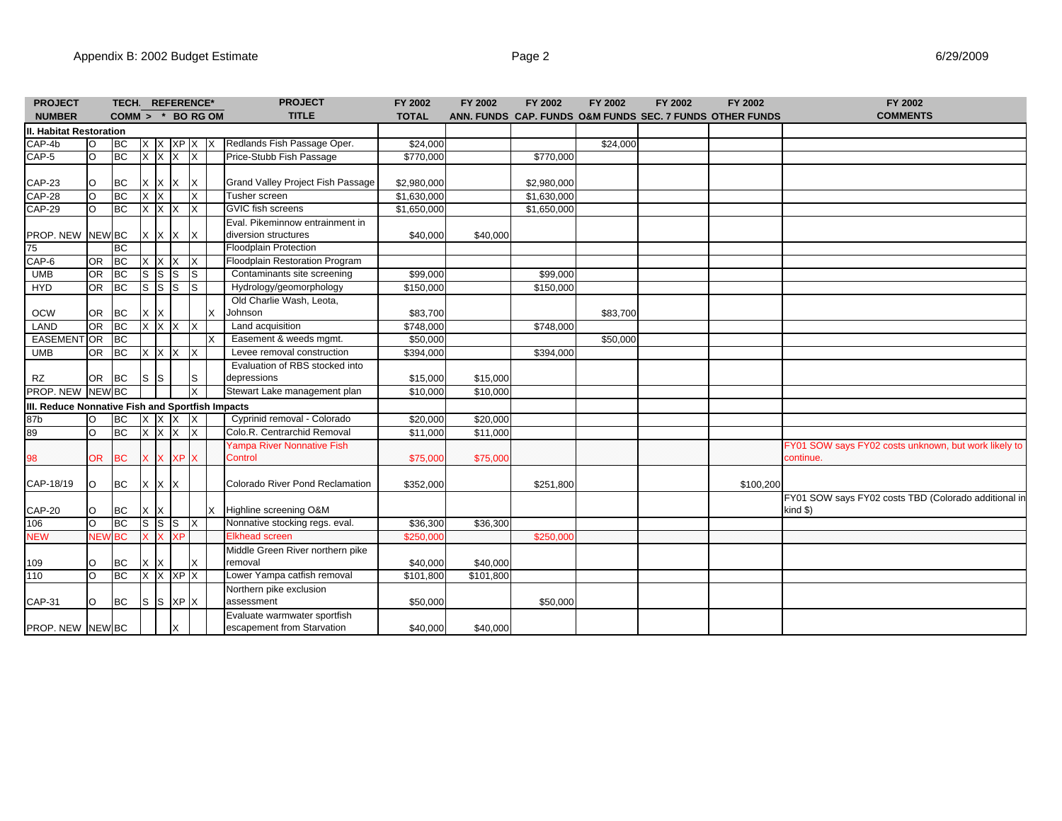| PROJECT NUMBER | TECH. COMM > | REFERENCE* * | BO | RG | OM | | PROJECT TITLE | FY 2002 TOTAL | FY 2002 ANN. FUNDS | FY 2002 CAP. FUNDS | FY 2002 O&M FUNDS | FY 2002 SEC. 7 FUNDS | FY 2002 OTHER FUNDS | FY 2002 COMMENTS |
|---|---|---|---|---|---|---|---|---|---|---|---|---|---|---|---|
| **II. Habitat Restoration** | | | | | | | | | | | | | | | |
| CAP-4b | O | BC | X | X | XP | X | X | Redlands Fish Passage Oper. | $24,000 | | | $24,000 | | | |
| CAP-5 | O | BC | X | X | X | X | | Price-Stubb Fish Passage | $770,000 | | $770,000 | | | | |
| CAP-23 | O | BC | X | X | X | X | | Grand Valley Project Fish Passage | $2,980,000 | | $2,980,000 | | | | |
| CAP-28 | O | BC | X | X | | X | | Tusher screen | $1,630,000 | | $1,630,000 | | | | |
| CAP-29 | O | BC | X | X | X | X | | GVIC fish screens | $1,650,000 | | $1,650,000 | | | | |
| PROP. NEW | NEW | BC | X | X | X | X | | Eval. Pikeminnow entrainment in diversion structures | $40,000 | $40,000 | | | | | |
| 75 | | BC | | | | | | Floodplain Protection | | | | | | | |
| CAP-6 | OR | BC | X | X | X | X | | Floodplain Restoration Program | | | | | | | |
| UMB | OR | BC | S | S | S | S | | Contaminants site screening | $99,000 | | $99,000 | | | | |
| HYD | OR | BC | S | S | S | S | | Hydrology/geomorphology | $150,000 | | $150,000 | | | | |
| OCW | OR | BC | X | X | | | X | Old Charlie Wash, Leota, Johnson | $83,700 | | | $83,700 | | | |
| LAND | OR | BC | X | X | X | X | | Land acquisition | $748,000 | | $748,000 | | | | |
| EASEMENT | OR | BC | | | | | X | Easement & weeds mgmt. | $50,000 | | | $50,000 | | | |
| UMB | OR | BC | X | X | X | X | | Levee removal construction | $394,000 | | $394,000 | | | | |
| RZ | OR | BC | S | S | | S | | Evaluation of RBS stocked into depressions | $15,000 | $15,000 | | | | | |
| PROP. NEW | NEW | BC | | | | X | | Stewart Lake management plan | $10,000 | $10,000 | | | | | |
| **III. Reduce Nonnative Fish and Sportfish Impacts** | | | | | | | | | | | | | | | |
| 87b | O | BC | X | X | X | X | | Cyprinid removal - Colorado | $20,000 | $20,000 | | | | | |
| 89 | O | BC | X | X | X | X | | Colo.R. Centrarchid Removal | $11,000 | $11,000 | | | | | |
| 98 | OR | BC | X | X | XP | X | | Yampa River Nonnative Fish Control | $75,000 | $75,000 | | | | | FY01 SOW says FY02 costs unknown, but work likely to continue. |
| CAP-18/19 | O | BC | X | X | X | | | Colorado River Pond Reclamation | $352,000 | | $251,800 | | | $100,200 | |
| CAP-20 | O | BC | X | X | | | X | Highline screening O&M | | | | | | | FY01 SOW says FY02 costs TBD (Colorado additional in kind $) |
| 106 | O | BC | S | S | S | X | | Nonnative stocking regs. eval. | $36,300 | $36,300 | | | | | |
| NEW | NEW | BC | X | X | XP | | | Elkhead screen | $250,000 | | $250,000 | | | | |
| 109 | O | BC | X | X | | X | | Middle Green River northern pike removal | $40,000 | $40,000 | | | | | |
| 110 | O | BC | X | X | XP | X | | Lower Yampa catfish removal | $101,800 | $101,800 | | | | | |
| CAP-31 | O | BC | S | S | XP | X | | Northern pike exclusion assessment | $50,000 | | $50,000 | | | | |
| PROP. NEW | NEW | BC | | | X | | | Evaluate warmwater sportfish escapement from Starvation | $40,000 | $40,000 | | | | | |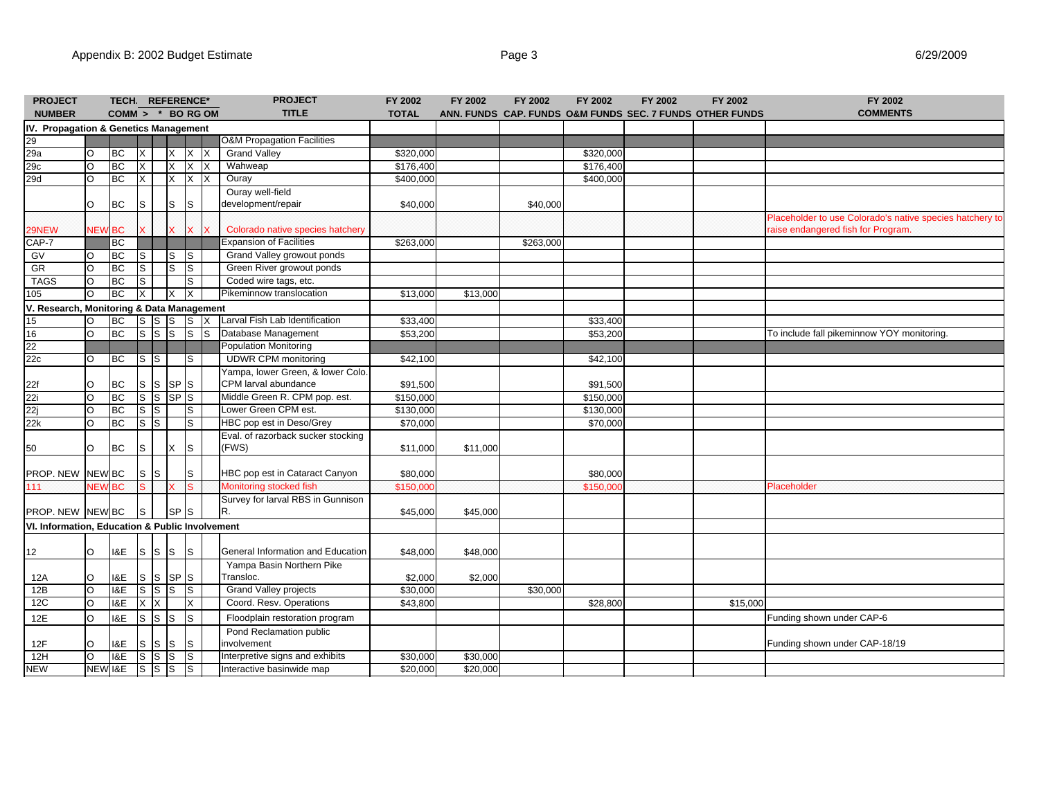| PROJECT NUMBER | TECH. COMM > | | REFERENCE* | | | | | PROJECT TITLE | FY 2002 TOTAL | FY 2002 ANN. FUNDS | FY 2002 CAP. FUNDS | FY 2002 O&M FUNDS | FY 2002 SEC. 7 FUNDS | FY 2002 OTHER FUNDS | FY 2002 COMMENTS |
|---|---|---|---|---|---|---|---|---|---|---|---|---|---|---|---|
| | | | * | | BO | RG | OM | | | | | | | | |
| **IV. Propagation & Genetics Management** | | | | | | | | | | | | | | | |
| 29 | | | | | | | | O&M Propagation Facilities | | | | | | | |
| 29a | O | BC | X | | X | X | X | Grand Valley | $320,000 | | | $320,000 | | | |
| 29c | O | BC | X | | X | X | X | Wahweap | $176,400 | | | $176,400 | | | |
| 29d | O | BC | X | | X | X | X | Ouray | $400,000 | | | $400,000 | | | |
| | O | BC | S | | S | S | | Ouray well-field development/repair | $40,000 | | $40,000 | | | | |
| 29NEW | NEW | BC | X | | X | X | X | Colorado native species hatchery | | | | | | | Placeholder to use Colorado's native species hatchery to raise endangered fish for Program. |
| CAP-7 | | BC | | | | | | Expansion of Facilities | $263,000 | | $263,000 | | | | |
| GV | O | BC | S | | S | S | | Grand Valley growout ponds | | | | | | | |
| GR | O | BC | S | | S | S | | Green River growout ponds | | | | | | | |
| TAGS | O | BC | S | | | S | | Coded wire tags, etc. | | | | | | | |
| 105 | O | BC | X | | X | X | | Pikeminnow translocation | $13,000 | $13,000 | | | | | |
| **V. Research, Monitoring & Data Management** | | | | | | | | | | | | | | | |
| 15 | O | BC | S | S | S | S | X | Larval Fish Lab Identification | $33,400 | | | $33,400 | | | |
| 16 | O | BC | S | S | S | S | S | Database Management | $53,200 | | | $53,200 | | | To include fall pikeminnow YOY monitoring. |
| 22 | | | | | | | | Population Monitoring | | | | | | | |
| 22c | O | BC | S | S | | S | | UDWR CPM monitoring | $42,100 | | | $42,100 | | | |
| 22f | O | BC | S | S | SP | S | | Yampa, lower Green, & lower Colo. CPM larval abundance | $91,500 | | | $91,500 | | | |
| 22i | O | BC | S | S | SP | S | | Middle Green R. CPM pop. est. | $150,000 | | | $150,000 | | | |
| 22j | O | BC | S | S | | S | | Lower Green CPM est. | $130,000 | | | $130,000 | | | |
| 22k | O | BC | S | S | | S | | HBC pop est in Deso/Grey | $70,000 | | | $70,000 | | | |
| 50 | O | BC | S | | X | S | | Eval. of razorback sucker stocking (FWS) | $11,000 | $11,000 | | | | | |
| PROP. NEW | NEW | BC | S | S | | S | | HBC pop est in Cataract Canyon | $80,000 | | | $80,000 | | | |
| 111 | NEW | BC | S | | X | S | | Monitoring stocked fish | $150,000 | | | $150,000 | | | Placeholder |
| PROP. NEW | NEW | BC | S | | SP | S | | Survey for larval RBS in Gunnison R. | $45,000 | $45,000 | | | | | |
| **VI. Information, Education & Public Involvement** | | | | | | | | | | | | | | | |
| 12 | O | I&E | S | S | S | S | | General Information and Education | $48,000 | $48,000 | | | | | |
| 12A | O | I&E | S | S | SP | S | | Yampa Basin Northern Pike Transloc. | $2,000 | $2,000 | | | | | |
| 12B | O | I&E | S | S | S | S | | Grand Valley projects | $30,000 | | $30,000 | | | | |
| 12C | O | I&E | X | X | | X | | Coord. Resv. Operations | $43,800 | | | $28,800 | | $15,000 | |
| 12E | O | I&E | S | S | S | S | | Floodplain restoration program | | | | | | | Funding shown under CAP-6 |
| 12F | O | I&E | S | S | S | S | | Pond Reclamation public involvement | | | | | | | Funding shown under CAP-18/19 |
| 12H | O | I&E | S | S | S | S | | Interpretive signs and exhibits | $30,000 | $30,000 | | | | | |
| NEW | NEW | I&E | S | S | S | S | | Interactive basinwide map | $20,000 | $20,000 | | | | | |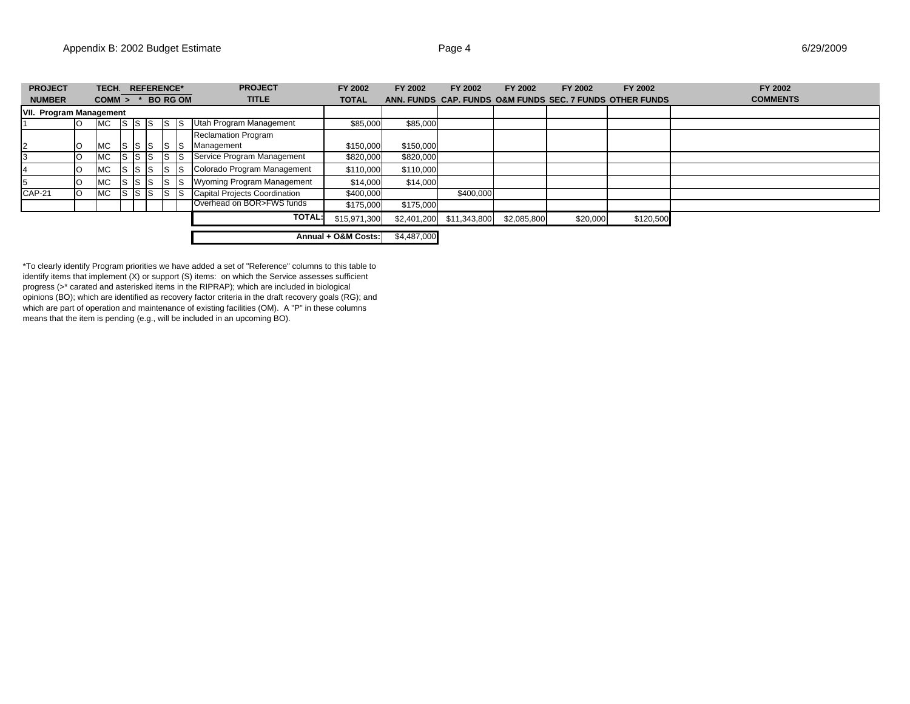| PROJECT NUMBER | | TECH. COMM | REFERENCE* > | * | | BO | RG | OM | PROJECT TITLE | FY 2002 TOTAL | FY 2002 ANN. FUNDS | FY 2002 CAP. FUNDS | FY 2002 O&M FUNDS | FY 2002 SEC. 7 FUNDS | FY 2002 OTHER FUNDS | FY 2002 COMMENTS |
|---|---|---|---|---|---|---|---|---|---|---|---|---|---|---|---|---|
| **VII. Program Management** | | | | | | | | | | | | | | | | |
| 1 | O | MC | S | S | S | | S | S | Utah Program Management | $85,000 | $85,000 | | | | | |
| 2 | O | MC | S | S | S | | S | S | Reclamation Program Management | $150,000 | $150,000 | | | | | |
| 3 | O | MC | S | S | S | | S | S | Service Program Management | $820,000 | $820,000 | | | | | |
| 4 | O | MC | S | S | S | | S | S | Colorado Program Management | $110,000 | $110,000 | | | | | |
| 5 | O | MC | S | S | S | | S | S | Wyoming Program Management | $14,000 | $14,000 | | | | | |
| CAP-21 | O | MC | S | S | S | | S | S | Capital Projects Coordination | $400,000 | | $400,000 | | | | |
| | | | | | | | | | Overhead on BOR>FWS funds | $175,000 | $175,000 | | | | | |
| | | | | | | | | | **TOTAL:** | $15,971,300 | $2,401,200 | $11,343,800 | $2,085,800 | $20,000 | $120,500 | |
| | | | | | | | | | **Annual + O&M Costs:** | $4,487,000 | | | | | | |

*To clearly identify Program priorities we have added a set of "Reference" columns to this table to identify items that implement (X) or support (S) items: on which the Service assesses sufficient progress (>* carated and asterisked items in the RIPRAP); which are included in biological opinions (BO); which are identified as recovery factor criteria in the draft recovery goals (RG); and which are part of operation and maintenance of existing facilities (OM). A "P" in these columns means that the item is pending (e.g., will be included in an upcoming BO).